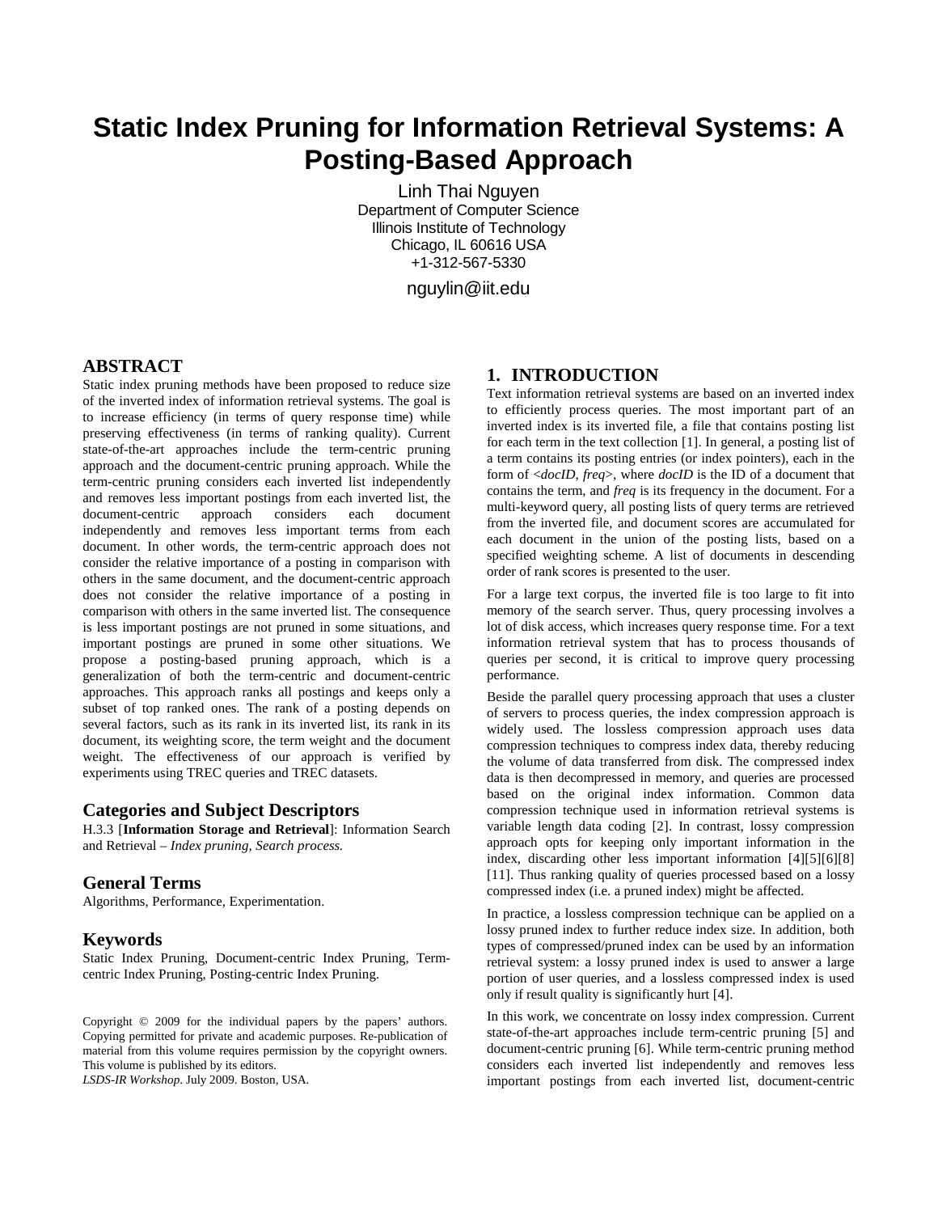# Static Index Pruning for Information Retrieval Systems: A Posting-Based Approach

Linh Thai Nguyen
Department of Computer Science
Illinois Institute of Technology
Chicago, IL 60616 USA
+1-312-567-5330

nguylin@iit.edu

## ABSTRACT

Static index pruning methods have been proposed to reduce size of the inverted index of information retrieval systems. The goal is to increase efficiency (in terms of query response time) while preserving effectiveness (in terms of ranking quality). Current state-of-the-art approaches include the term-centric pruning approach and the document-centric pruning approach. While the term-centric pruning considers each inverted list independently and removes less important postings from each inverted list, the document-centric approach considers each document independently and removes less important terms from each document. In other words, the term-centric approach does not consider the relative importance of a posting in comparison with others in the same document, and the document-centric approach does not consider the relative importance of a posting in comparison with others in the same inverted list. The consequence is less important postings are not pruned in some situations, and important postings are pruned in some other situations. We propose a posting-based pruning approach, which is a generalization of both the term-centric and document-centric approaches. This approach ranks all postings and keeps only a subset of top ranked ones. The rank of a posting depends on several factors, such as its rank in its inverted list, its rank in its document, its weighting score, the term weight and the document weight. The effectiveness of our approach is verified by experiments using TREC queries and TREC datasets.

### Categories and Subject Descriptors

H.3.3 [**Information Storage and Retrieval**]: Information Search and Retrieval – *Index pruning, Search process.*

### General Terms

Algorithms, Performance, Experimentation.

### Keywords

Static Index Pruning, Document-centric Index Pruning, Term-centric Index Pruning, Posting-centric Index Pruning.

Copyright © 2009 for the individual papers by the papers' authors. Copying permitted for private and academic purposes. Re-publication of material from this volume requires permission by the copyright owners. This volume is published by its editors.
*LSDS-IR Workshop*. July 2009. Boston, USA.

## 1. INTRODUCTION

Text information retrieval systems are based on an inverted index to efficiently process queries. The most important part of an inverted index is its inverted file, a file that contains posting list for each term in the text collection [1]. In general, a posting list of a term contains its posting entries (or index pointers), each in the form of <*docID*, *freq*>, where *docID* is the ID of a document that contains the term, and *freq* is its frequency in the document. For a multi-keyword query, all posting lists of query terms are retrieved from the inverted file, and document scores are accumulated for each document in the union of the posting lists, based on a specified weighting scheme. A list of documents in descending order of rank scores is presented to the user.

For a large text corpus, the inverted file is too large to fit into memory of the search server. Thus, query processing involves a lot of disk access, which increases query response time. For a text information retrieval system that has to process thousands of queries per second, it is critical to improve query processing performance.

Beside the parallel query processing approach that uses a cluster of servers to process queries, the index compression approach is widely used. The lossless compression approach uses data compression techniques to compress index data, thereby reducing the volume of data transferred from disk. The compressed index data is then decompressed in memory, and queries are processed based on the original index information. Common data compression technique used in information retrieval systems is variable length data coding [2]. In contrast, lossy compression approach opts for keeping only important information in the index, discarding other less important information [4][5][6][8][11]. Thus ranking quality of queries processed based on a lossy compressed index (i.e. a pruned index) might be affected.

In practice, a lossless compression technique can be applied on a lossy pruned index to further reduce index size. In addition, both types of compressed/pruned index can be used by an information retrieval system: a lossy pruned index is used to answer a large portion of user queries, and a lossless compressed index is used only if result quality is significantly hurt [4].

In this work, we concentrate on lossy index compression. Current state-of-the-art approaches include term-centric pruning [5] and document-centric pruning [6]. While term-centric pruning method considers each inverted list independently and removes less important postings from each inverted list, document-centric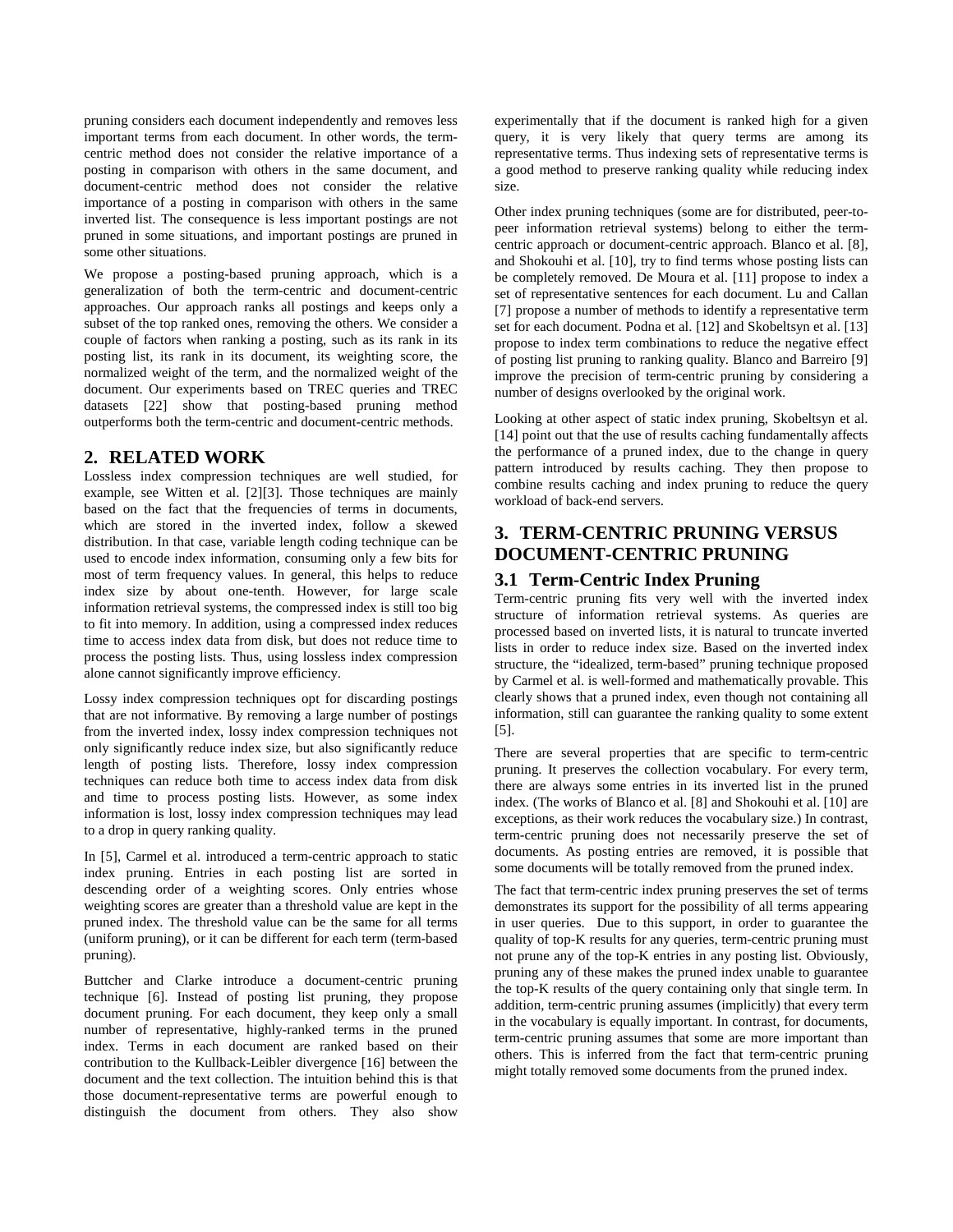pruning considers each document independently and removes less important terms from each document. In other words, the term-centric method does not consider the relative importance of a posting in comparison with others in the same document, and document-centric method does not consider the relative importance of a posting in comparison with others in the same inverted list. The consequence is less important postings are not pruned in some situations, and important postings are pruned in some other situations.

We propose a posting-based pruning approach, which is a generalization of both the term-centric and document-centric approaches. Our approach ranks all postings and keeps only a subset of the top ranked ones, removing the others. We consider a couple of factors when ranking a posting, such as its rank in its posting list, its rank in its document, its weighting score, the normalized weight of the term, and the normalized weight of the document. Our experiments based on TREC queries and TREC datasets [22] show that posting-based pruning method outperforms both the term-centric and document-centric methods.

## 2. RELATED WORK

Lossless index compression techniques are well studied, for example, see Witten et al. [2][3]. Those techniques are mainly based on the fact that the frequencies of terms in documents, which are stored in the inverted index, follow a skewed distribution. In that case, variable length coding technique can be used to encode index information, consuming only a few bits for most of term frequency values. In general, this helps to reduce index size by about one-tenth. However, for large scale information retrieval systems, the compressed index is still too big to fit into memory. In addition, using a compressed index reduces time to access index data from disk, but does not reduce time to process the posting lists. Thus, using lossless index compression alone cannot significantly improve efficiency.

Lossy index compression techniques opt for discarding postings that are not informative. By removing a large number of postings from the inverted index, lossy index compression techniques not only significantly reduce index size, but also significantly reduce length of posting lists. Therefore, lossy index compression techniques can reduce both time to access index data from disk and time to process posting lists. However, as some index information is lost, lossy index compression techniques may lead to a drop in query ranking quality.

In [5], Carmel et al. introduced a term-centric approach to static index pruning. Entries in each posting list are sorted in descending order of a weighting scores. Only entries whose weighting scores are greater than a threshold value are kept in the pruned index. The threshold value can be the same for all terms (uniform pruning), or it can be different for each term (term-based pruning).

Buttcher and Clarke introduce a document-centric pruning technique [6]. Instead of posting list pruning, they propose document pruning. For each document, they keep only a small number of representative, highly-ranked terms in the pruned index. Terms in each document are ranked based on their contribution to the Kullback-Leibler divergence [16] between the document and the text collection. The intuition behind this is that those document-representative terms are powerful enough to distinguish the document from others. They also show experimentally that if the document is ranked high for a given query, it is very likely that query terms are among its representative terms. Thus indexing sets of representative terms is a good method to preserve ranking quality while reducing index size.

Other index pruning techniques (some are for distributed, peer-to-peer information retrieval systems) belong to either the term-centric approach or document-centric approach. Blanco et al. [8], and Shokouhi et al. [10], try to find terms whose posting lists can be completely removed. De Moura et al. [11] propose to index a set of representative sentences for each document. Lu and Callan [7] propose a number of methods to identify a representative term set for each document. Podna et al. [12] and Skobeltsyn et al. [13] propose to index term combinations to reduce the negative effect of posting list pruning to ranking quality. Blanco and Barreiro [9] improve the precision of term-centric pruning by considering a number of designs overlooked by the original work.

Looking at other aspect of static index pruning, Skobeltsyn et al. [14] point out that the use of results caching fundamentally affects the performance of a pruned index, due to the change in query pattern introduced by results caching. They then propose to combine results caching and index pruning to reduce the query workload of back-end servers.

## 3. TERM-CENTRIC PRUNING VERSUS DOCUMENT-CENTRIC PRUNING

### 3.1 Term-Centric Index Pruning

Term-centric pruning fits very well with the inverted index structure of information retrieval systems. As queries are processed based on inverted lists, it is natural to truncate inverted lists in order to reduce index size. Based on the inverted index structure, the "idealized, term-based" pruning technique proposed by Carmel et al. is well-formed and mathematically provable. This clearly shows that a pruned index, even though not containing all information, still can guarantee the ranking quality to some extent [5].

There are several properties that are specific to term-centric pruning. It preserves the collection vocabulary. For every term, there are always some entries in its inverted list in the pruned index. (The works of Blanco et al. [8] and Shokouhi et al. [10] are exceptions, as their work reduces the vocabulary size.) In contrast, term-centric pruning does not necessarily preserve the set of documents. As posting entries are removed, it is possible that some documents will be totally removed from the pruned index.

The fact that term-centric index pruning preserves the set of terms demonstrates its support for the possibility of all terms appearing in user queries. Due to this support, in order to guarantee the quality of top-K results for any queries, term-centric pruning must not prune any of the top-K entries in any posting list. Obviously, pruning any of these makes the pruned index unable to guarantee the top-K results of the query containing only that single term. In addition, term-centric pruning assumes (implicitly) that every term in the vocabulary is equally important. In contrast, for documents, term-centric pruning assumes that some are more important than others. This is inferred from the fact that term-centric pruning might totally removed some documents from the pruned index.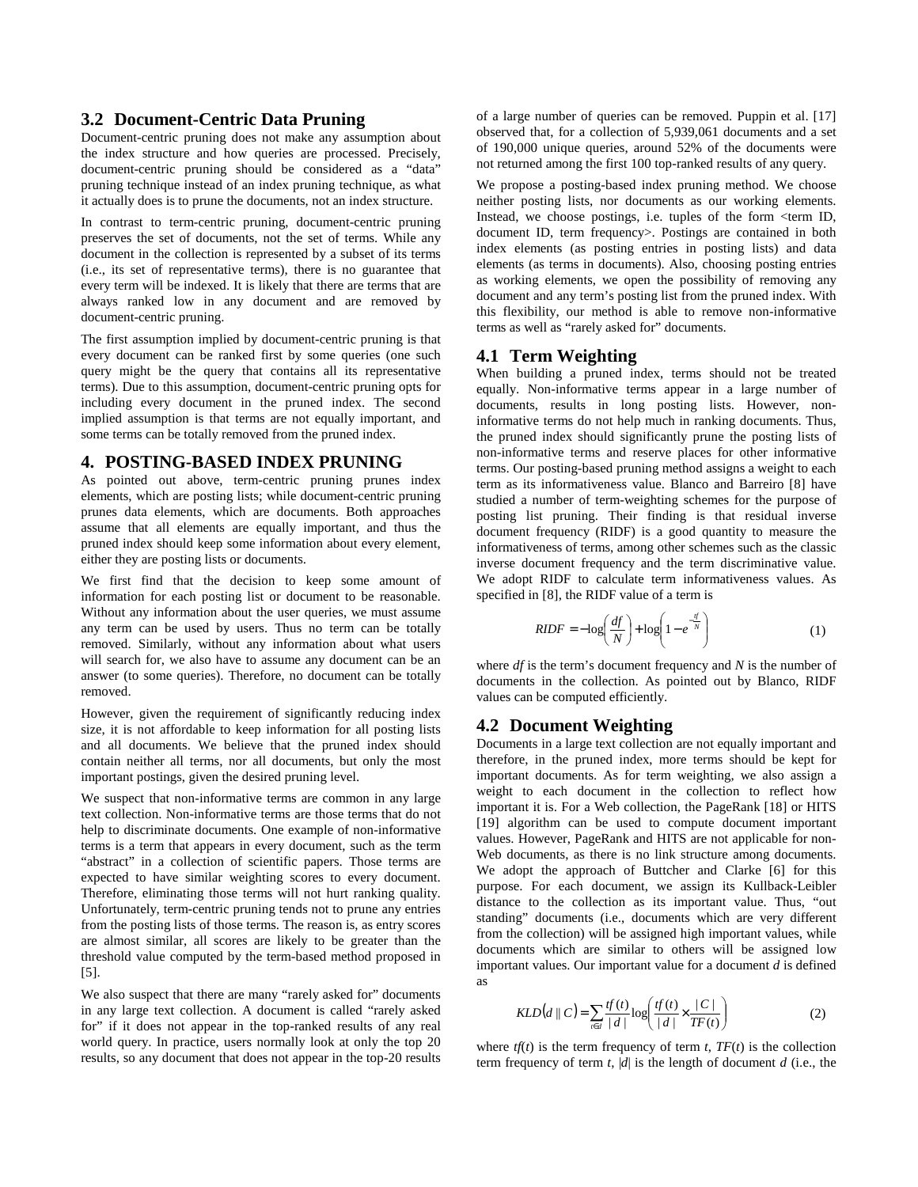### 3.2 Document-Centric Data Pruning

Document-centric pruning does not make any assumption about the index structure and how queries are processed. Precisely, document-centric pruning should be considered as a "data" pruning technique instead of an index pruning technique, as what it actually does is to prune the documents, not an index structure.

In contrast to term-centric pruning, document-centric pruning preserves the set of documents, not the set of terms. While any document in the collection is represented by a subset of its terms (i.e., its set of representative terms), there is no guarantee that every term will be indexed. It is likely that there are terms that are always ranked low in any document and are removed by document-centric pruning.

The first assumption implied by document-centric pruning is that every document can be ranked first by some queries (one such query might be the query that contains all its representative terms). Due to this assumption, document-centric pruning opts for including every document in the pruned index. The second implied assumption is that terms are not equally important, and some terms can be totally removed from the pruned index.

## 4. POSTING-BASED INDEX PRUNING

As pointed out above, term-centric pruning prunes index elements, which are posting lists; while document-centric pruning prunes data elements, which are documents. Both approaches assume that all elements are equally important, and thus the pruned index should keep some information about every element, either they are posting lists or documents.

We first find that the decision to keep some amount of information for each posting list or document to be reasonable. Without any information about the user queries, we must assume any term can be used by users. Thus no term can be totally removed. Similarly, without any information about what users will search for, we also have to assume any document can be an answer (to some queries). Therefore, no document can be totally removed.

However, given the requirement of significantly reducing index size, it is not affordable to keep information for all posting lists and all documents. We believe that the pruned index should contain neither all terms, nor all documents, but only the most important postings, given the desired pruning level.

We suspect that non-informative terms are common in any large text collection. Non-informative terms are those terms that do not help to discriminate documents. One example of non-informative terms is a term that appears in every document, such as the term "abstract" in a collection of scientific papers. Those terms are expected to have similar weighting scores to every document. Therefore, eliminating those terms will not hurt ranking quality. Unfortunately, term-centric pruning tends not to prune any entries from the posting lists of those terms. The reason is, as entry scores are almost similar, all scores are likely to be greater than the threshold value computed by the term-based method proposed in [5].

We also suspect that there are many "rarely asked for" documents in any large text collection. A document is called "rarely asked for" if it does not appear in the top-ranked results of any real world query. In practice, users normally look at only the top 20 results, so any document that does not appear in the top-20 results of a large number of queries can be removed. Puppin et al. [17] observed that, for a collection of 5,939,061 documents and a set of 190,000 unique queries, around 52% of the documents were not returned among the first 100 top-ranked results of any query.

We propose a posting-based index pruning method. We choose neither posting lists, nor documents as our working elements. Instead, we choose postings, i.e. tuples of the form <term ID, document ID, term frequency>. Postings are contained in both index elements (as posting entries in posting lists) and data elements (as terms in documents). Also, choosing posting entries as working elements, we open the possibility of removing any document and any term's posting list from the pruned index. With this flexibility, our method is able to remove non-informative terms as well as "rarely asked for" documents.

### 4.1 Term Weighting

When building a pruned index, terms should not be treated equally. Non-informative terms appear in a large number of documents, results in long posting lists. However, non-informative terms do not help much in ranking documents. Thus, the pruned index should significantly prune the posting lists of non-informative terms and reserve places for other informative terms. Our posting-based pruning method assigns a weight to each term as its informativeness value. Blanco and Barreiro [8] have studied a number of term-weighting schemes for the purpose of posting list pruning. Their finding is that residual inverse document frequency (RIDF) is a good quantity to measure the informativeness of terms, among other schemes such as the classic inverse document frequency and the term discriminative value. We adopt RIDF to calculate term informativeness values. As specified in [8], the RIDF value of a term is

$$RIDF = -\log\left(\frac{df}{N}\right) + \log\left(1 - e^{-\frac{tf}{N}}\right) \tag{1}$$

where *df* is the term's document frequency and *N* is the number of documents in the collection. As pointed out by Blanco, RIDF values can be computed efficiently.

### 4.2 Document Weighting

Documents in a large text collection are not equally important and therefore, in the pruned index, more terms should be kept for important documents. As for term weighting, we also assign a weight to each document in the collection to reflect how important it is. For a Web collection, the PageRank [18] or HITS [19] algorithm can be used to compute document important values. However, PageRank and HITS are not applicable for non-Web documents, as there is no link structure among documents. We adopt the approach of Buttcher and Clarke [6] for this purpose. For each document, we assign its Kullback-Leibler distance to the collection as its important value. Thus, "out standing" documents (i.e., documents which are very different from the collection) will be assigned high important values, while documents which are similar to others will be assigned low important values. Our important value for a document *d* is defined as

$$KLD(d \parallel C) = \sum_{t \in d} \frac{tf(t)}{|d|} \log\left(\frac{tf(t)}{|d|} \times \frac{|C|}{TF(t)}\right) \tag{2}$$

where $tf(t)$ is the term frequency of term $t$, $TF(t)$ is the collection term frequency of term $t$, $|d|$ is the length of document $d$ (i.e., the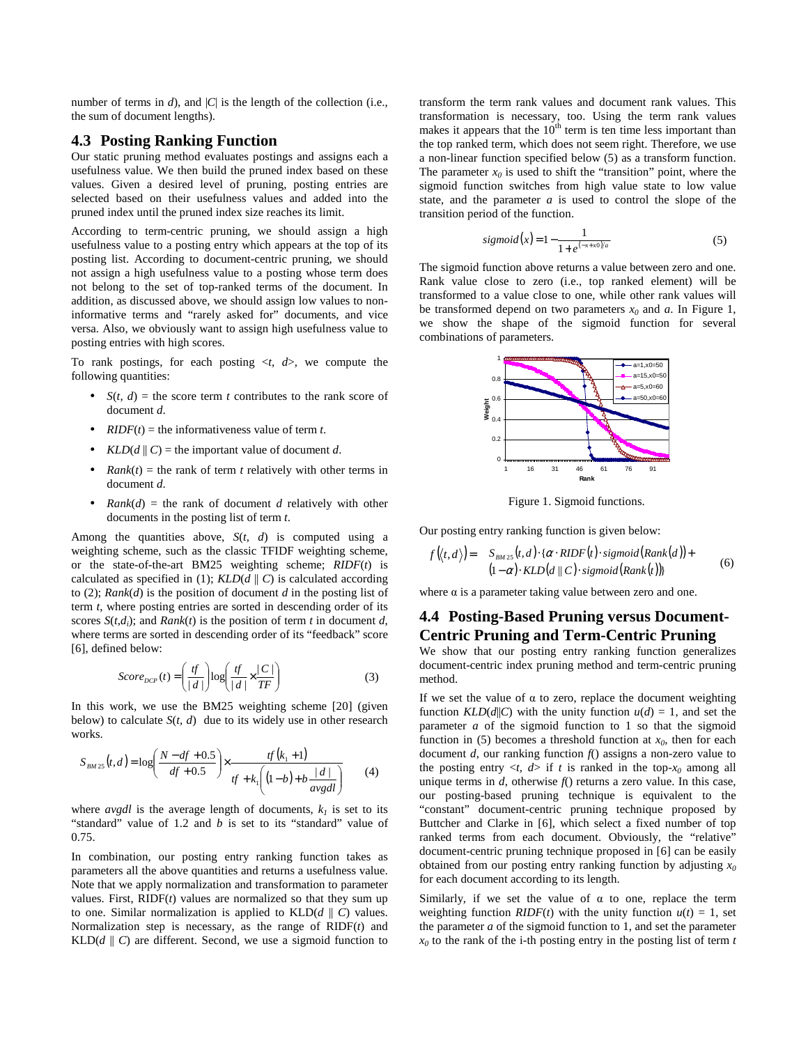number of terms in $d$), and $|C|$ is the length of the collection (i.e., the sum of document lengths).

## 4.3 Posting Ranking Function

Our static pruning method evaluates postings and assigns each a usefulness value. We then build the pruned index based on these values. Given a desired level of pruning, posting entries are selected based on their usefulness values and added into the pruned index until the pruned index size reaches its limit.

According to term-centric pruning, we should assign a high usefulness value to a posting entry which appears at the top of its posting list. According to document-centric pruning, we should not assign a high usefulness value to a posting whose term does not belong to the set of top-ranked terms of the document. In addition, as discussed above, we should assign low values to non-informative terms and "rarely asked for" documents, and vice versa. Also, we obviously want to assign high usefulness value to posting entries with high scores.

To rank postings, for each posting $<t, d>$, we compute the following quantities:

- $S(t, d)$ = the score term $t$ contributes to the rank score of document $d$.
- $RIDF(t)$ = the informativeness value of term $t$.
- $KLD(d \parallel C)$ = the important value of document $d$.
- $Rank(t)$ = the rank of term $t$ relatively with other terms in document $d$.
- $Rank(d)$ = the rank of document $d$ relatively with other documents in the posting list of term $t$.

Among the quantities above, $S(t, d)$ is computed using a weighting scheme, such as the classic TFIDF weighting scheme, or the state-of-the-art BM25 weighting scheme; $RIDF(t)$ is calculated as specified in (1); $KLD(d \parallel C)$ is calculated according to (2); $Rank(d)$ is the position of document $d$ in the posting list of term $t$, where posting entries are sorted in descending order of its scores $S(t,d_i)$; and $Rank(t)$ is the position of term $t$ in document $d$, where terms are sorted in descending order of its "feedback" score [6], defined below:

$$Score_{DCP}(t) = \left(\frac{tf}{|d|}\right)\log\left(\frac{tf}{|d|} \times \frac{|C|}{TF}\right) \tag{3}$$

In this work, we use the BM25 weighting scheme [20] (given below) to calculate $S(t, d)$ due to its widely use in other research works.

$$S_{BM25}(t,d) = \log\left(\frac{N - df + 0.5}{df + 0.5}\right) \times \frac{tf\,(k_1 + 1)}{tf + k_1\left((1-b) + b\dfrac{|d|}{avgdl}\right)} \tag{4}$$

where $avgdl$ is the average length of documents, $k_1$ is set to its "standard" value of 1.2 and $b$ is set to its "standard" value of 0.75.

In combination, our posting entry ranking function takes as parameters all the above quantities and returns a usefulness value. Note that we apply normalization and transformation to parameter values. First, $RIDF(t)$ values are normalized so that they sum up to one. Similar normalization is applied to $KLD(d \parallel C)$ values. Normalization step is necessary, as the range of $RIDF(t)$ and $KLD(d \parallel C)$ are different. Second, we use a sigmoid function to transform the term rank values and document rank values. This transformation is necessary, too. Using the term rank values makes it appears that the $10^{th}$ term is ten time less important than the top ranked term, which does not seem right. Therefore, we use a non-linear function specified below (5) as a transform function. The parameter $x_0$ is used to shift the "transition" point, where the sigmoid function switches from high value state to low value state, and the parameter $a$ is used to control the slope of the transition period of the function.

$$sigmoid(x) = 1 - \frac{1}{1 + e^{(-x + x0)/a}} \tag{5}$$

The sigmoid function above returns a value between zero and one. Rank value close to zero (i.e., top ranked element) will be transformed to a value close to one, while other rank values will be transformed depend on two parameters $x_0$ and $a$. In Figure 1, we show the shape of the sigmoid function for several combinations of parameters.

Figure 1. Sigmoid functions.

Our posting entry ranking function is given below:

$$f(\langle t, d \rangle) = S_{BM25}(t,d) \cdot \{\alpha \cdot RIDF(t) \cdot sigmoid(Rank(d)) + (1-\alpha) \cdot KLD(d \parallel C) \cdot sigmoid(Rank(t))\} \tag{6}$$

where $\alpha$ is a parameter taking value between zero and one.

## 4.4 Posting-Based Pruning versus Document-Centric Pruning and Term-Centric Pruning

We show that our posting entry ranking function generalizes document-centric index pruning method and term-centric pruning method.

If we set the value of $\alpha$ to zero, replace the document weighting function $KLD(d \| C)$ with the unity function $u(d) = 1$, and set the parameter $a$ of the sigmoid function to 1 so that the sigmoid function in (5) becomes a threshold function at $x_0$, then for each document $d$, our ranking function $f()$ assigns a non-zero value to the posting entry $<t, d>$ if $t$ is ranked in the top-$x_0$ among all unique terms in $d$, otherwise $f()$ returns a zero value. In this case, our posting-based pruning technique is equivalent to the "constant" document-centric pruning technique proposed by Buttcher and Clarke in [6], which select a fixed number of top ranked terms from each document. Obviously, the "relative" document-centric pruning technique proposed in [6] can be easily obtained from our posting entry ranking function by adjusting $x_0$ for each document according to its length.

Similarly, if we set the value of $\alpha$ to one, replace the term weighting function $RIDF(t)$ with the unity function $u(t) = 1$, set the parameter $a$ of the sigmoid function to 1, and set the parameter $x_0$ to the rank of the i-th posting entry in the posting list of term $t$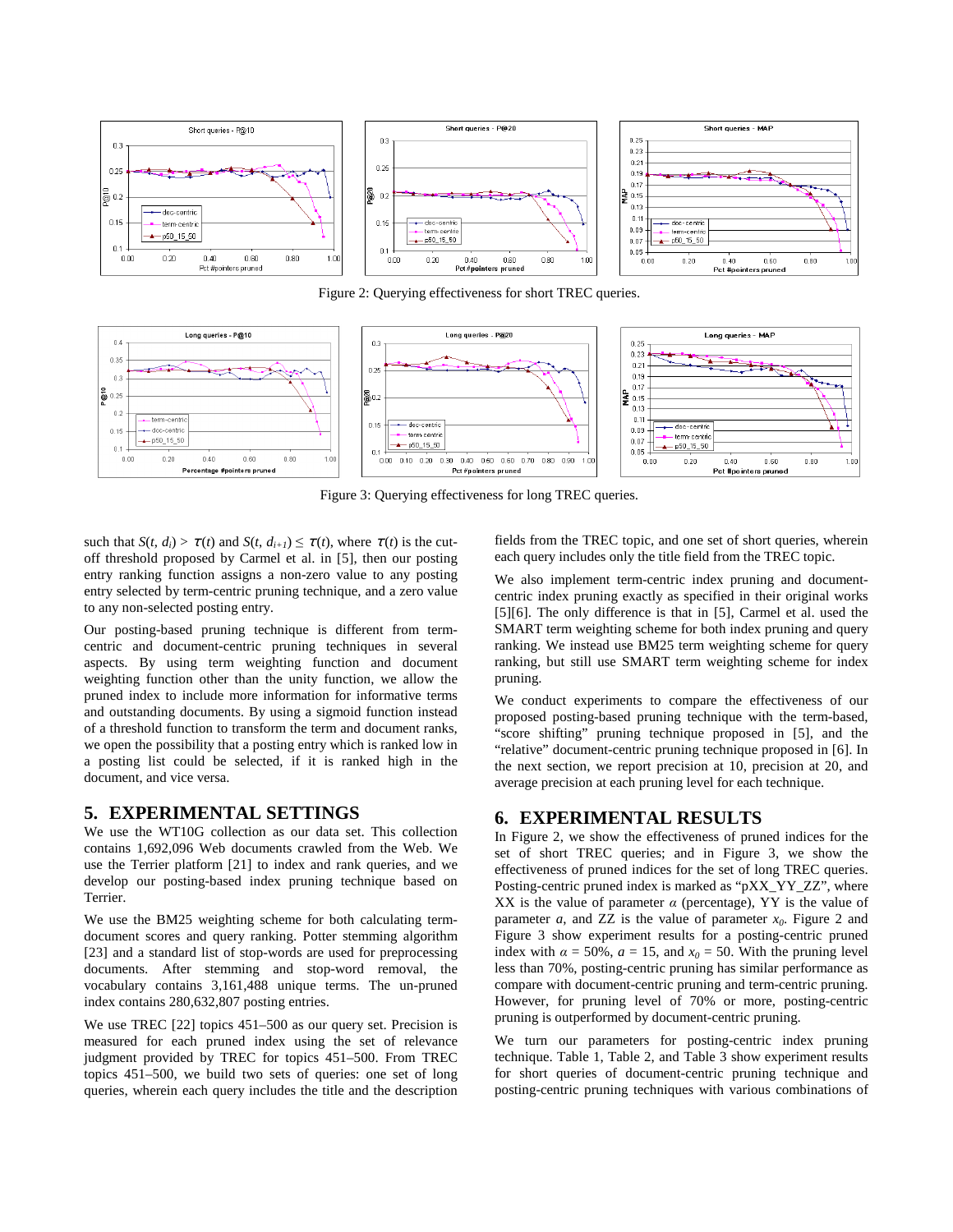Figure 2: Querying effectiveness for short TREC queries.

Figure 3: Querying effectiveness for long TREC queries.

such that $S(t, d_i) > \tau(t)$ and $S(t, d_{i+1}) \leq \tau(t)$, where $\tau(t)$ is the cut-off threshold proposed by Carmel et al. in [5], then our posting entry ranking function assigns a non-zero value to any posting entry selected by term-centric pruning technique, and a zero value to any non-selected posting entry.

Our posting-based pruning technique is different from term-centric and document-centric pruning techniques in several aspects. By using term weighting function and document weighting function other than the unity function, we allow the pruned index to include more information for informative terms and outstanding documents. By using a sigmoid function instead of a threshold function to transform the term and document ranks, we open the possibility that a posting entry which is ranked low in a posting list could be selected, if it is ranked high in the document, and vice versa.

## 5. EXPERIMENTAL SETTINGS

We use the WT10G collection as our data set. This collection contains 1,692,096 Web documents crawled from the Web. We use the Terrier platform [21] to index and rank queries, and we develop our posting-based index pruning technique based on Terrier.

We use the BM25 weighting scheme for both calculating term-document scores and query ranking. Potter stemming algorithm [23] and a standard list of stop-words are used for preprocessing documents. After stemming and stop-word removal, the vocabulary contains 3,161,488 unique terms. The un-pruned index contains 280,632,807 posting entries.

We use TREC [22] topics 451–500 as our query set. Precision is measured for each pruned index using the set of relevance judgment provided by TREC for topics 451–500. From TREC topics 451–500, we build two sets of queries: one set of long queries, wherein each query includes the title and the description fields from the TREC topic, and one set of short queries, wherein each query includes only the title field from the TREC topic.

We also implement term-centric index pruning and document-centric index pruning exactly as specified in their original works [5][6]. The only difference is that in [5], Carmel et al. used the SMART term weighting scheme for both index pruning and query ranking. We instead use BM25 term weighting scheme for query ranking, but still use SMART term weighting scheme for index pruning.

We conduct experiments to compare the effectiveness of our proposed posting-based pruning technique with the term-based, "score shifting" pruning technique proposed in [5], and the "relative" document-centric pruning technique proposed in [6]. In the next section, we report precision at 10, precision at 20, and average precision at each pruning level for each technique.

## 6. EXPERIMENTAL RESULTS

In Figure 2, we show the effectiveness of pruned indices for the set of short TREC queries; and in Figure 3, we show the effectiveness of pruned indices for the set of long TREC queries. Posting-centric pruned index is marked as "pXX_YY_ZZ", where XX is the value of parameter $\alpha$ (percentage), YY is the value of parameter $a$, and ZZ is the value of parameter $x_0$. Figure 2 and Figure 3 show experiment results for a posting-centric pruned index with $\alpha$ = 50%, $a$ = 15, and $x_0$ = 50. With the pruning level less than 70%, posting-centric pruning has similar performance as compare with document-centric pruning and term-centric pruning. However, for pruning level of 70% or more, posting-centric pruning is outperformed by document-centric pruning.

We turn our parameters for posting-centric index pruning technique. Table 1, Table 2, and Table 3 show experiment results for short queries of document-centric pruning technique and posting-centric pruning techniques with various combinations of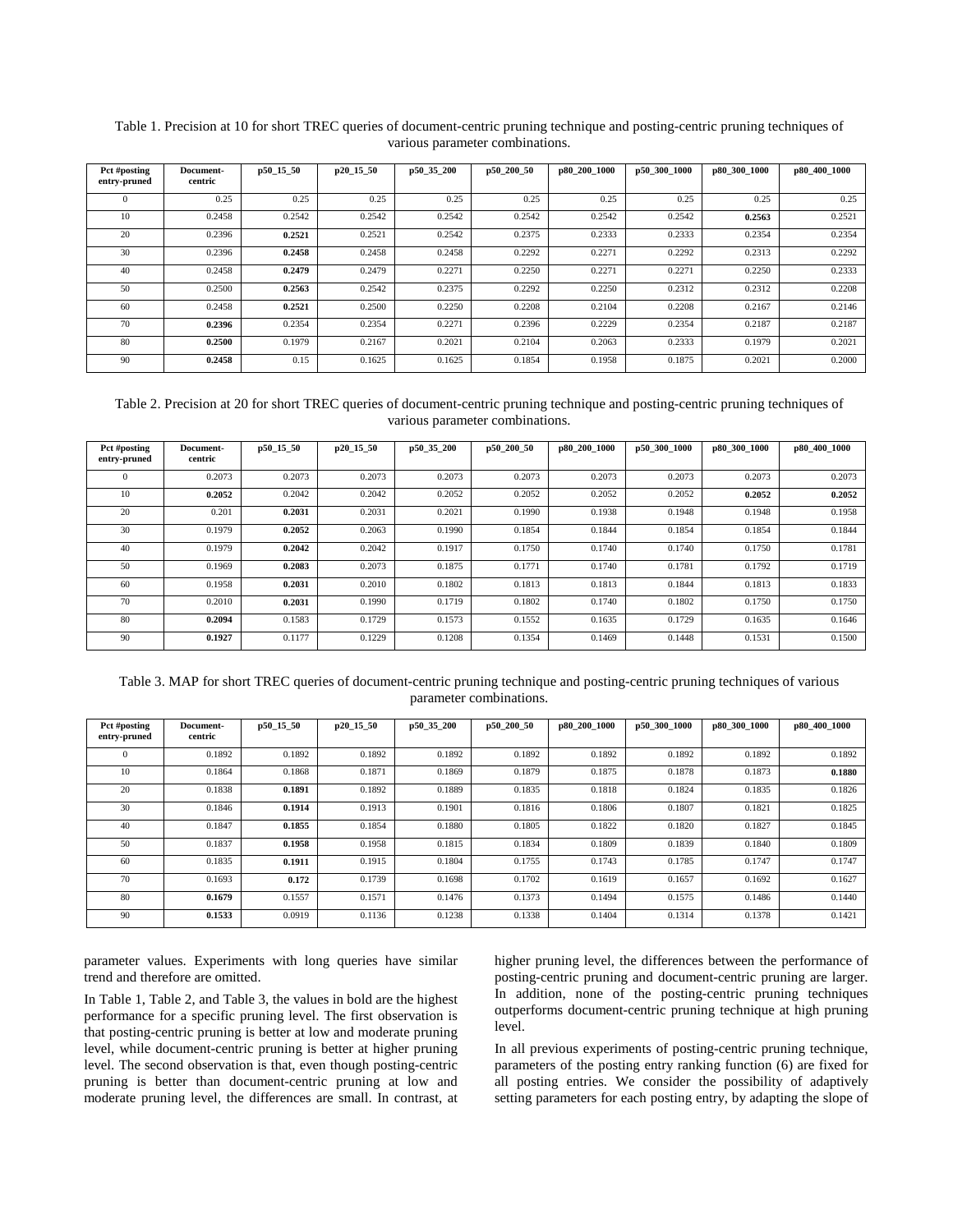Table 1. Precision at 10 for short TREC queries of document-centric pruning technique and posting-centric pruning techniques of various parameter combinations.

| Pct #posting entry-pruned | Document-centric | p50_15_50 | p20_15_50 | p50_35_200 | p50_200_50 | p80_200_1000 | p50_300_1000 | p80_300_1000 | p80_400_1000 |
|---|---|---|---|---|---|---|---|---|---|
| 0 | 0.25 | 0.25 | 0.25 | 0.25 | 0.25 | 0.25 | 0.25 | 0.25 | 0.25 |
| 10 | 0.2458 | 0.2542 | 0.2542 | 0.2542 | 0.2542 | 0.2542 | 0.2542 | **0.2563** | 0.2521 |
| 20 | 0.2396 | **0.2521** | 0.2521 | 0.2542 | 0.2375 | 0.2333 | 0.2333 | 0.2354 | 0.2354 |
| 30 | 0.2396 | **0.2458** | 0.2458 | 0.2458 | 0.2292 | 0.2271 | 0.2292 | 0.2313 | 0.2292 |
| 40 | 0.2458 | **0.2479** | 0.2479 | 0.2271 | 0.2250 | 0.2271 | 0.2271 | 0.2250 | 0.2333 |
| 50 | 0.2500 | **0.2563** | 0.2542 | 0.2375 | 0.2292 | 0.2250 | 0.2312 | 0.2312 | 0.2208 |
| 60 | 0.2458 | **0.2521** | 0.2500 | 0.2250 | 0.2208 | 0.2104 | 0.2208 | 0.2167 | 0.2146 |
| 70 | **0.2396** | 0.2354 | 0.2354 | 0.2271 | 0.2396 | 0.2229 | 0.2354 | 0.2187 | 0.2187 |
| 80 | **0.2500** | 0.1979 | 0.2167 | 0.2021 | 0.2104 | 0.2063 | 0.2333 | 0.1979 | 0.2021 |
| 90 | **0.2458** | 0.15 | 0.1625 | 0.1625 | 0.1854 | 0.1958 | 0.1875 | 0.2021 | 0.2000 |

Table 2. Precision at 20 for short TREC queries of document-centric pruning technique and posting-centric pruning techniques of various parameter combinations.

| Pct #posting entry-pruned | Document-centric | p50_15_50 | p20_15_50 | p50_35_200 | p50_200_50 | p80_200_1000 | p50_300_1000 | p80_300_1000 | p80_400_1000 |
|---|---|---|---|---|---|---|---|---|---|
| 0 | 0.2073 | 0.2073 | 0.2073 | 0.2073 | 0.2073 | 0.2073 | 0.2073 | 0.2073 | 0.2073 |
| 10 | **0.2052** | 0.2042 | 0.2042 | 0.2052 | 0.2052 | 0.2052 | 0.2052 | **0.2052** | **0.2052** |
| 20 | 0.201 | **0.2031** | 0.2031 | 0.2021 | 0.1990 | 0.1938 | 0.1948 | 0.1948 | 0.1958 |
| 30 | 0.1979 | **0.2052** | 0.2063 | 0.1990 | 0.1854 | 0.1844 | 0.1854 | 0.1854 | 0.1844 |
| 40 | 0.1979 | **0.2042** | 0.2042 | 0.1917 | 0.1750 | 0.1740 | 0.1740 | 0.1750 | 0.1781 |
| 50 | 0.1969 | **0.2083** | 0.2073 | 0.1875 | 0.1771 | 0.1740 | 0.1781 | 0.1792 | 0.1719 |
| 60 | 0.1958 | **0.2031** | 0.2010 | 0.1802 | 0.1813 | 0.1813 | 0.1844 | 0.1813 | 0.1833 |
| 70 | 0.2010 | **0.2031** | 0.1990 | 0.1719 | 0.1802 | 0.1740 | 0.1802 | 0.1750 | 0.1750 |
| 80 | **0.2094** | 0.1583 | 0.1729 | 0.1573 | 0.1552 | 0.1635 | 0.1729 | 0.1635 | 0.1646 |
| 90 | **0.1927** | 0.1177 | 0.1229 | 0.1208 | 0.1354 | 0.1469 | 0.1448 | 0.1531 | 0.1500 |

Table 3. MAP for short TREC queries of document-centric pruning technique and posting-centric pruning techniques of various parameter combinations.

| Pct #posting entry-pruned | Document-centric | p50_15_50 | p20_15_50 | p50_35_200 | p50_200_50 | p80_200_1000 | p50_300_1000 | p80_300_1000 | p80_400_1000 |
|---|---|---|---|---|---|---|---|---|---|
| 0 | 0.1892 | 0.1892 | 0.1892 | 0.1892 | 0.1892 | 0.1892 | 0.1892 | 0.1892 | 0.1892 |
| 10 | 0.1864 | 0.1868 | 0.1871 | 0.1869 | 0.1879 | 0.1875 | 0.1878 | 0.1873 | **0.1880** |
| 20 | 0.1838 | **0.1891** | 0.1892 | 0.1889 | 0.1835 | 0.1818 | 0.1824 | 0.1835 | 0.1826 |
| 30 | 0.1846 | **0.1914** | 0.1913 | 0.1901 | 0.1816 | 0.1806 | 0.1807 | 0.1821 | 0.1825 |
| 40 | 0.1847 | **0.1855** | 0.1854 | 0.1880 | 0.1805 | 0.1822 | 0.1820 | 0.1827 | 0.1845 |
| 50 | 0.1837 | **0.1958** | 0.1958 | 0.1815 | 0.1834 | 0.1809 | 0.1839 | 0.1840 | 0.1809 |
| 60 | 0.1835 | **0.1911** | 0.1915 | 0.1804 | 0.1755 | 0.1743 | 0.1785 | 0.1747 | 0.1747 |
| 70 | 0.1693 | **0.172** | 0.1739 | 0.1698 | 0.1702 | 0.1619 | 0.1657 | 0.1692 | 0.1627 |
| 80 | **0.1679** | 0.1557 | 0.1571 | 0.1476 | 0.1373 | 0.1494 | 0.1575 | 0.1486 | 0.1440 |
| 90 | **0.1533** | 0.0919 | 0.1136 | 0.1238 | 0.1338 | 0.1404 | 0.1314 | 0.1378 | 0.1421 |

parameter values. Experiments with long queries have similar trend and therefore are omitted.

In Table 1, Table 2, and Table 3, the values in bold are the highest performance for a specific pruning level. The first observation is that posting-centric pruning is better at low and moderate pruning level, while document-centric pruning is better at higher pruning level. The second observation is that, even though posting-centric pruning is better than document-centric pruning at low and moderate pruning level, the differences are small. In contrast, at higher pruning level, the differences between the performance of posting-centric pruning and document-centric pruning are larger. In addition, none of the posting-centric pruning techniques outperforms document-centric pruning technique at high pruning level.

In all previous experiments of posting-centric pruning technique, parameters of the posting entry ranking function (6) are fixed for all posting entries. We consider the possibility of adaptively setting parameters for each posting entry, by adapting the slope of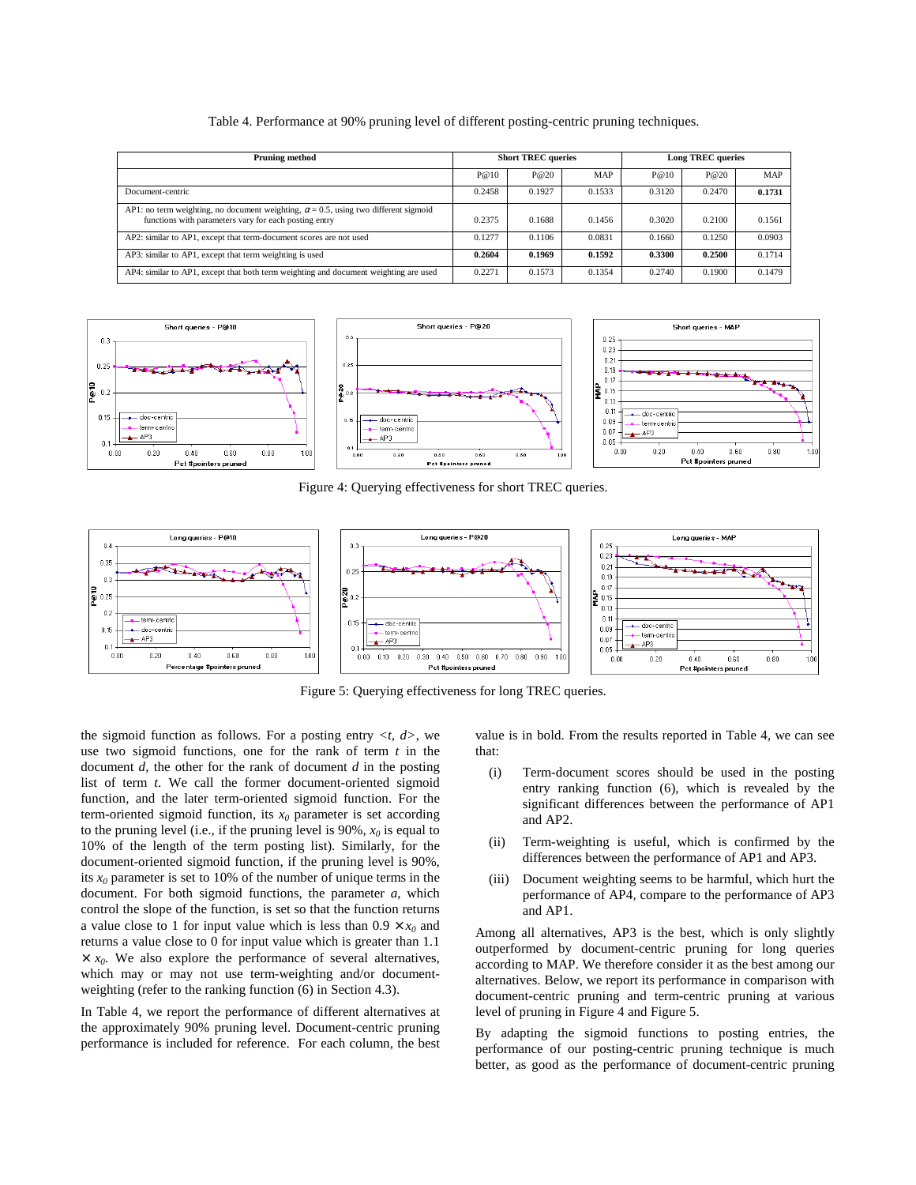Table 4. Performance at 90% pruning level of different posting-centric pruning techniques.

| Pruning method | Short TREC queries | | | Long TREC queries | | |
|---|---|---|---|---|---|---|
| | P@10 | P@20 | MAP | P@10 | P@20 | MAP |
| Document-centric | 0.2458 | 0.1927 | 0.1533 | 0.3120 | 0.2470 | **0.1731** |
| AP1: no term weighting, no document weighting, $\alpha = 0.5$, using two different sigmoid functions with parameters vary for each posting entry | 0.2375 | 0.1688 | 0.1456 | 0.3020 | 0.2100 | 0.1561 |
| AP2: similar to AP1, except that term-document scores are not used | 0.1277 | 0.1106 | 0.0831 | 0.1660 | 0.1250 | 0.0903 |
| AP3: similar to AP1, except that term weighting is used | **0.2604** | **0.1969** | **0.1592** | **0.3300** | **0.2500** | 0.1714 |
| AP4: similar to AP1, except that both term weighting and document weighting are used | 0.2271 | 0.1573 | 0.1354 | 0.2740 | 0.1900 | 0.1479 |

Figure 4: Querying effectiveness for short TREC queries.

Figure 5: Querying effectiveness for long TREC queries.

the sigmoid function as follows. For a posting entry <*t*, *d*>, we use two sigmoid functions, one for the rank of term *t* in the document *d*, the other for the rank of document *d* in the posting list of term *t*. We call the former document-oriented sigmoid function, and the later term-oriented sigmoid function. For the term-oriented sigmoid function, its $x_0$ parameter is set according to the pruning level (i.e., if the pruning level is 90%, $x_0$ is equal to 10% of the length of the term posting list). Similarly, for the document-oriented sigmoid function, if the pruning level is 90%, its $x_0$ parameter is set to 10% of the number of unique terms in the document. For both sigmoid functions, the parameter *a*, which control the slope of the function, is set so that the function returns a value close to 1 for input value which is less than $0.9 \times x_0$ and returns a value close to 0 for input value which is greater than $1.1 \times x_0$. We also explore the performance of several alternatives, which may or may not use term-weighting and/or document-weighting (refer to the ranking function (6) in Section 4.3).

In Table 4, we report the performance of different alternatives at the approximately 90% pruning level. Document-centric pruning performance is included for reference. For each column, the best value is in bold. From the results reported in Table 4, we can see that:

(i) Term-document scores should be used in the posting entry ranking function (6), which is revealed by the significant differences between the performance of AP1 and AP2.

(ii) Term-weighting is useful, which is confirmed by the differences between the performance of AP1 and AP3.

(iii) Document weighting seems to be harmful, which hurt the performance of AP4, compare to the performance of AP3 and AP1.

Among all alternatives, AP3 is the best, which is only slightly outperformed by document-centric pruning for long queries according to MAP. We therefore consider it as the best among our alternatives. Below, we report its performance in comparison with document-centric pruning and term-centric pruning at various level of pruning in Figure 4 and Figure 5.

By adapting the sigmoid functions to posting entries, the performance of our posting-centric pruning technique is much better, as good as the performance of document-centric pruning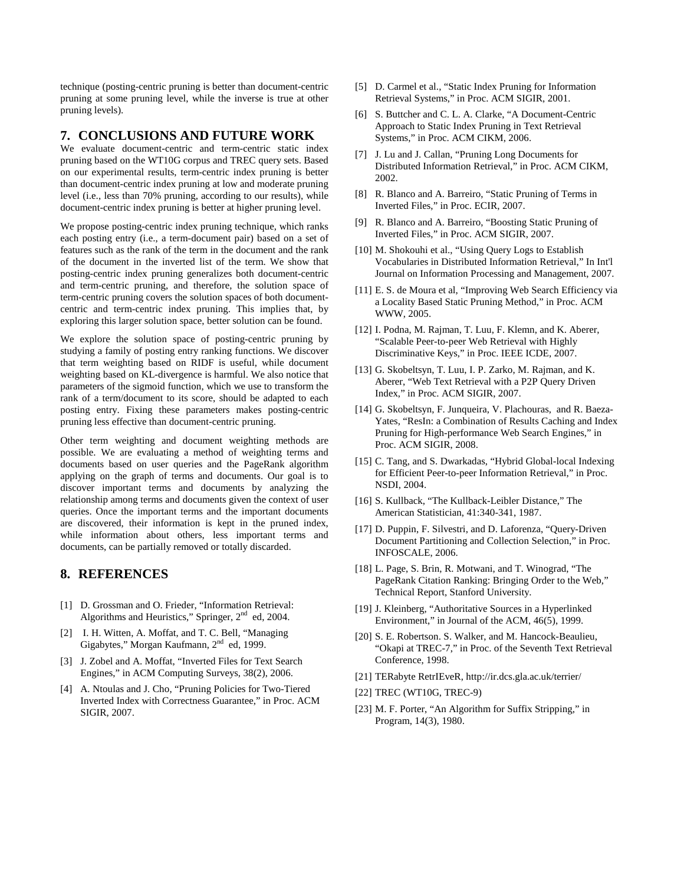technique (posting-centric pruning is better than document-centric pruning at some pruning level, while the inverse is true at other pruning levels).

## 7. CONCLUSIONS AND FUTURE WORK

We evaluate document-centric and term-centric static index pruning based on the WT10G corpus and TREC query sets. Based on our experimental results, term-centric index pruning is better than document-centric index pruning at low and moderate pruning level (i.e., less than 70% pruning, according to our results), while document-centric index pruning is better at higher pruning level.

We propose posting-centric index pruning technique, which ranks each posting entry (i.e., a term-document pair) based on a set of features such as the rank of the term in the document and the rank of the document in the inverted list of the term. We show that posting-centric index pruning generalizes both document-centric and term-centric pruning, and therefore, the solution space of term-centric pruning covers the solution spaces of both document-centric and term-centric index pruning. This implies that, by exploring this larger solution space, better solution can be found.

We explore the solution space of posting-centric pruning by studying a family of posting entry ranking functions. We discover that term weighting based on RIDF is useful, while document weighting based on KL-divergence is harmful. We also notice that parameters of the sigmoid function, which we use to transform the rank of a term/document to its score, should be adapted to each posting entry. Fixing these parameters makes posting-centric pruning less effective than document-centric pruning.

Other term weighting and document weighting methods are possible. We are evaluating a method of weighting terms and documents based on user queries and the PageRank algorithm applying on the graph of terms and documents. Our goal is to discover important terms and documents by analyzing the relationship among terms and documents given the context of user queries. Once the important terms and the important documents are discovered, their information is kept in the pruned index, while information about others, less important terms and documents, can be partially removed or totally discarded.

## 8. REFERENCES

[1] D. Grossman and O. Frieder, "Information Retrieval: Algorithms and Heuristics," Springer, 2nd ed, 2004.

[2] I. H. Witten, A. Moffat, and T. C. Bell, "Managing Gigabytes," Morgan Kaufmann, 2nd ed, 1999.

[3] J. Zobel and A. Moffat, "Inverted Files for Text Search Engines," in ACM Computing Surveys, 38(2), 2006.

[4] A. Ntoulas and J. Cho, "Pruning Policies for Two-Tiered Inverted Index with Correctness Guarantee," in Proc. ACM SIGIR, 2007.

[5] D. Carmel et al., "Static Index Pruning for Information Retrieval Systems," in Proc. ACM SIGIR, 2001.

[6] S. Buttcher and C. L. A. Clarke, "A Document-Centric Approach to Static Index Pruning in Text Retrieval Systems," in Proc. ACM CIKM, 2006.

[7] J. Lu and J. Callan, "Pruning Long Documents for Distributed Information Retrieval," in Proc. ACM CIKM, 2002.

[8] R. Blanco and A. Barreiro, "Static Pruning of Terms in Inverted Files," in Proc. ECIR, 2007.

[9] R. Blanco and A. Barreiro, "Boosting Static Pruning of Inverted Files," in Proc. ACM SIGIR, 2007.

[10] M. Shokouhi et al., "Using Query Logs to Establish Vocabularies in Distributed Information Retrieval," In Int'l Journal on Information Processing and Management, 2007.

[11] E. S. de Moura et al, "Improving Web Search Efficiency via a Locality Based Static Pruning Method," in Proc. ACM WWW, 2005.

[12] I. Podna, M. Rajman, T. Luu, F. Klemn, and K. Aberer, "Scalable Peer-to-peer Web Retrieval with Highly Discriminative Keys," in Proc. IEEE ICDE, 2007.

[13] G. Skobeltsyn, T. Luu, I. P. Zarko, M. Rajman, and K. Aberer, "Web Text Retrieval with a P2P Query Driven Index," in Proc. ACM SIGIR, 2007.

[14] G. Skobeltsyn, F. Junqueira, V. Plachouras, and R. Baeza-Yates, "ResIn: a Combination of Results Caching and Index Pruning for High-performance Web Search Engines," in Proc. ACM SIGIR, 2008.

[15] C. Tang, and S. Dwarkadas, "Hybrid Global-local Indexing for Efficient Peer-to-peer Information Retrieval," in Proc. NSDI, 2004.

[16] S. Kullback, "The Kullback-Leibler Distance," The American Statistician, 41:340-341, 1987.

[17] D. Puppin, F. Silvestri, and D. Laforenza, "Query-Driven Document Partitioning and Collection Selection," in Proc. INFOSCALE, 2006.

[18] L. Page, S. Brin, R. Motwani, and T. Winograd, "The PageRank Citation Ranking: Bringing Order to the Web," Technical Report, Stanford University.

[19] J. Kleinberg, "Authoritative Sources in a Hyperlinked Environment," in Journal of the ACM, 46(5), 1999.

[20] S. E. Robertson. S. Walker, and M. Hancock-Beaulieu, "Okapi at TREC-7," in Proc. of the Seventh Text Retrieval Conference, 1998.

[21] TERabyte RetrIEveR, http://ir.dcs.gla.ac.uk/terrier/

[22] TREC (WT10G, TREC-9)

[23] M. F. Porter, "An Algorithm for Suffix Stripping," in Program, 14(3), 1980.